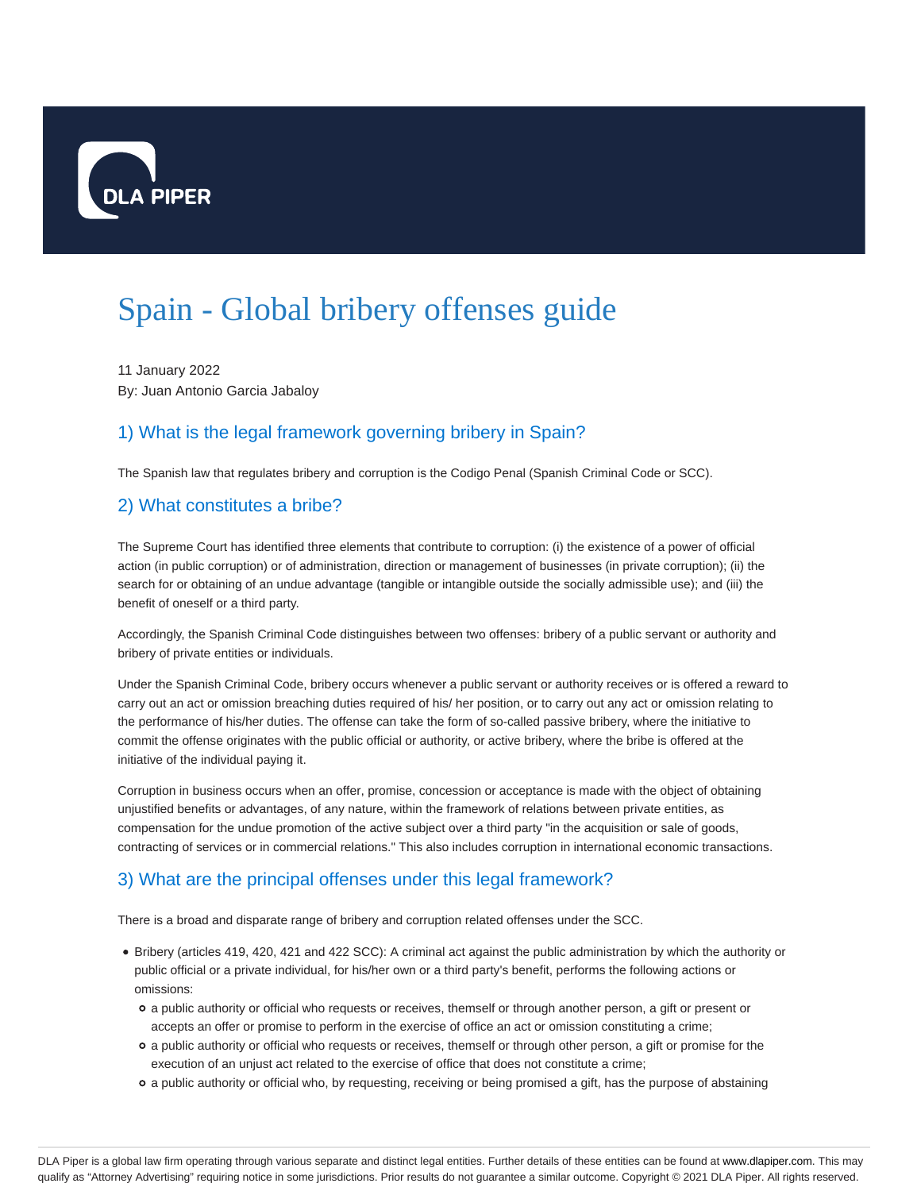# Spain - Global bribery offenses guide

11 January 2022
By: Juan Antonio Garcia Jabaloy

## 1) What is the legal framework governing bribery in Spain?

The Spanish law that regulates bribery and corruption is the Codigo Penal (Spanish Criminal Code or SCC).

## 2) What constitutes a bribe?

The Supreme Court has identified three elements that contribute to corruption: (i) the existence of a power of official action (in public corruption) or of administration, direction or management of businesses (in private corruption); (ii) the search for or obtaining of an undue advantage (tangible or intangible outside the socially admissible use); and (iii) the benefit of oneself or a third party.

Accordingly, the Spanish Criminal Code distinguishes between two offenses: bribery of a public servant or authority and bribery of private entities or individuals.

Under the Spanish Criminal Code, bribery occurs whenever a public servant or authority receives or is offered a reward to carry out an act or omission breaching duties required of his/ her position, or to carry out any act or omission relating to the performance of his/her duties. The offense can take the form of so-called passive bribery, where the initiative to commit the offense originates with the public official or authority, or active bribery, where the bribe is offered at the initiative of the individual paying it.

Corruption in business occurs when an offer, promise, concession or acceptance is made with the object of obtaining unjustified benefits or advantages, of any nature, within the framework of relations between private entities, as compensation for the undue promotion of the active subject over a third party "in the acquisition or sale of goods, contracting of services or in commercial relations." This also includes corruption in international economic transactions.

## 3) What are the principal offenses under this legal framework?

There is a broad and disparate range of bribery and corruption related offenses under the SCC.

- Bribery (articles 419, 420, 421 and 422 SCC): A criminal act against the public administration by which the authority or public official or a private individual, for his/her own or a third party's benefit, performs the following actions or omissions:
  - a public authority or official who requests or receives, themself or through another person, a gift or present or accepts an offer or promise to perform in the exercise of office an act or omission constituting a crime;
  - a public authority or official who requests or receives, themself or through other person, a gift or promise for the execution of an unjust act related to the exercise of office that does not constitute a crime;
  - a public authority or official who, by requesting, receiving or being promised a gift, has the purpose of abstaining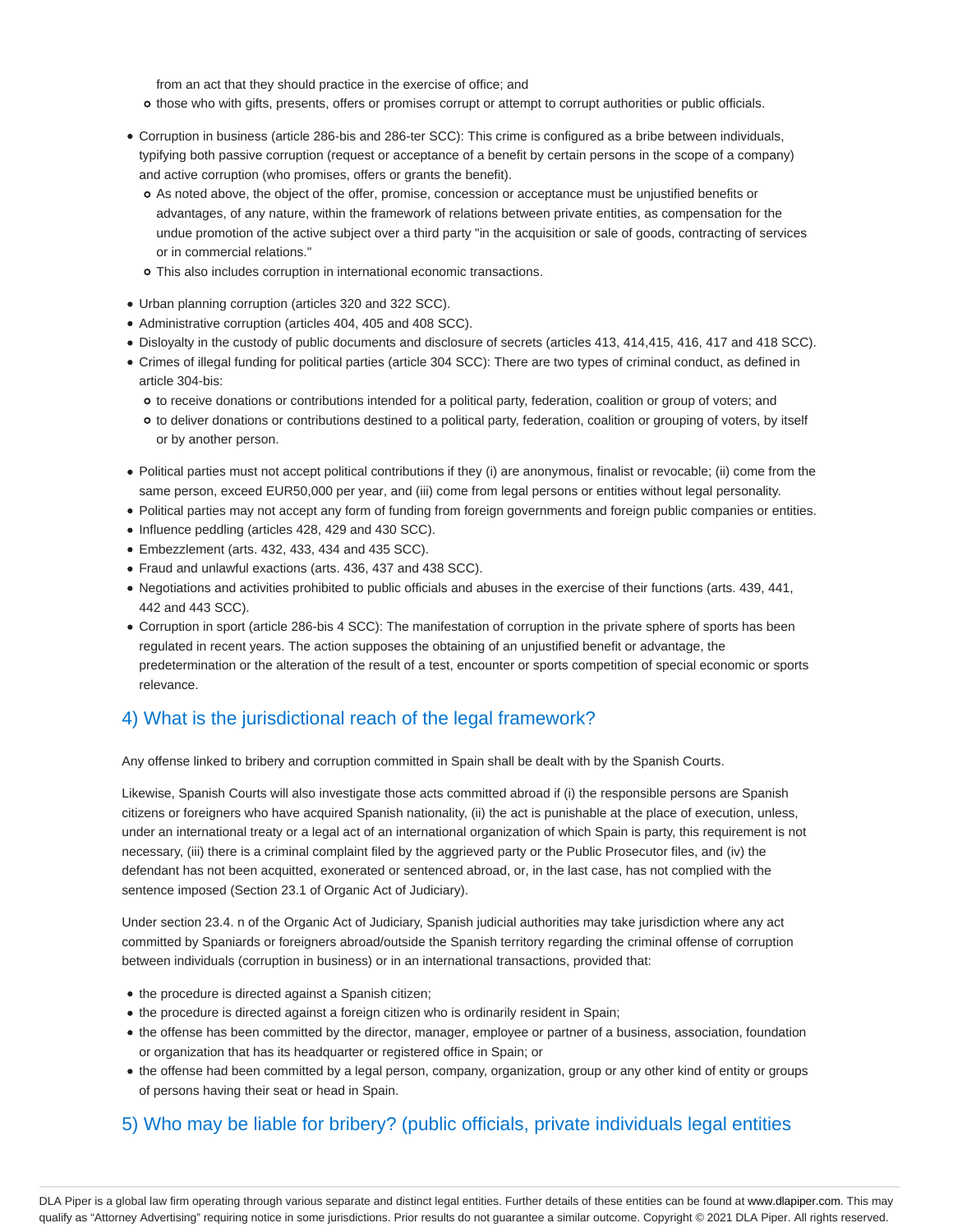from an act that they should practice in the exercise of office; and
  - those who with gifts, presents, offers or promises corrupt or attempt to corrupt authorities or public officials.

- Corruption in business (article 286-bis and 286-ter SCC): This crime is configured as a bribe between individuals, typifying both passive corruption (request or acceptance of a benefit by certain persons in the scope of a company) and active corruption (who promises, offers or grants the benefit).
  - As noted above, the object of the offer, promise, concession or acceptance must be unjustified benefits or advantages, of any nature, within the framework of relations between private entities, as compensation for the undue promotion of the active subject over a third party "in the acquisition or sale of goods, contracting of services or in commercial relations."
  - This also includes corruption in international economic transactions.

- Urban planning corruption (articles 320 and 322 SCC).
- Administrative corruption (articles 404, 405 and 408 SCC).
- Disloyalty in the custody of public documents and disclosure of secrets (articles 413, 414,415, 416, 417 and 418 SCC).
- Crimes of illegal funding for political parties (article 304 SCC): There are two types of criminal conduct, as defined in article 304-bis:
  - to receive donations or contributions intended for a political party, federation, coalition or group of voters; and
  - to deliver donations or contributions destined to a political party, federation, coalition or grouping of voters, by itself or by another person.

- Political parties must not accept political contributions if they (i) are anonymous, finalist or revocable; (ii) come from the same person, exceed EUR50,000 per year, and (iii) come from legal persons or entities without legal personality.
- Political parties may not accept any form of funding from foreign governments and foreign public companies or entities.
- Influence peddling (articles 428, 429 and 430 SCC).
- Embezzlement (arts. 432, 433, 434 and 435 SCC).
- Fraud and unlawful exactions (arts. 436, 437 and 438 SCC).
- Negotiations and activities prohibited to public officials and abuses in the exercise of their functions (arts. 439, 441, 442 and 443 SCC).
- Corruption in sport (article 286-bis 4 SCC): The manifestation of corruption in the private sphere of sports has been regulated in recent years. The action supposes the obtaining of an unjustified benefit or advantage, the predetermination or the alteration of the result of a test, encounter or sports competition of special economic or sports relevance.

## 4) What is the jurisdictional reach of the legal framework?

Any offense linked to bribery and corruption committed in Spain shall be dealt with by the Spanish Courts.

Likewise, Spanish Courts will also investigate those acts committed abroad if (i) the responsible persons are Spanish citizens or foreigners who have acquired Spanish nationality, (ii) the act is punishable at the place of execution, unless, under an international treaty or a legal act of an international organization of which Spain is party, this requirement is not necessary, (iii) there is a criminal complaint filed by the aggrieved party or the Public Prosecutor files, and (iv) the defendant has not been acquitted, exonerated or sentenced abroad, or, in the last case, has not complied with the sentence imposed (Section 23.1 of Organic Act of Judiciary).

Under section 23.4. n of the Organic Act of Judiciary, Spanish judicial authorities may take jurisdiction where any act committed by Spaniards or foreigners abroad/outside the Spanish territory regarding the criminal offense of corruption between individuals (corruption in business) or in an international transactions, provided that:

- the procedure is directed against a Spanish citizen;
- the procedure is directed against a foreign citizen who is ordinarily resident in Spain;
- the offense has been committed by the director, manager, employee or partner of a business, association, foundation or organization that has its headquarter or registered office in Spain; or
- the offense had been committed by a legal person, company, organization, group or any other kind of entity or groups of persons having their seat or head in Spain.

## 5) Who may be liable for bribery? (public officials, private individuals legal entities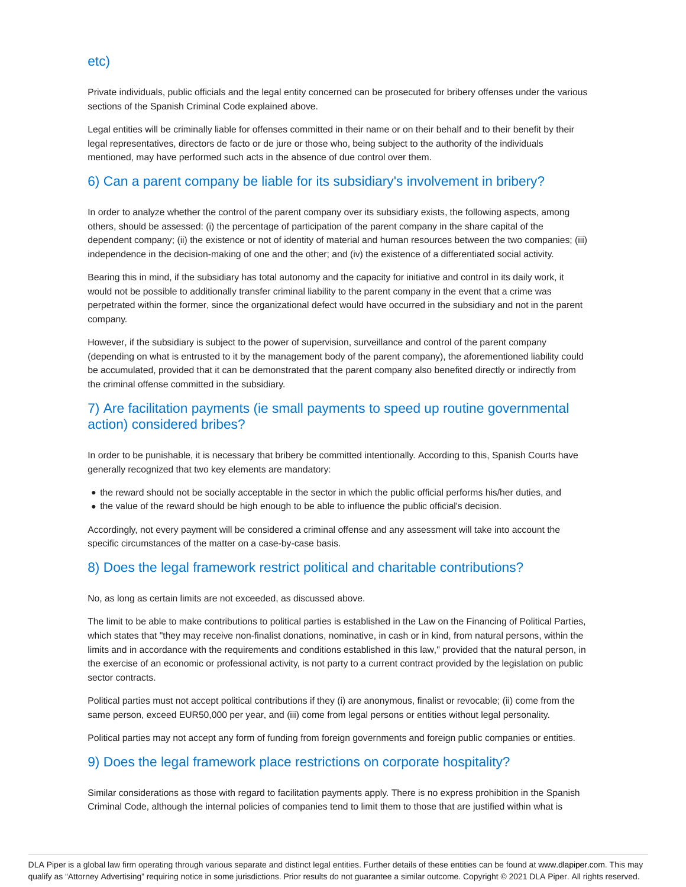etc)

Private individuals, public officials and the legal entity concerned can be prosecuted for bribery offenses under the various sections of the Spanish Criminal Code explained above.

Legal entities will be criminally liable for offenses committed in their name or on their behalf and to their benefit by their legal representatives, directors de facto or de jure or those who, being subject to the authority of the individuals mentioned, may have performed such acts in the absence of due control over them.

## 6) Can a parent company be liable for its subsidiary's involvement in bribery?

In order to analyze whether the control of the parent company over its subsidiary exists, the following aspects, among others, should be assessed: (i) the percentage of participation of the parent company in the share capital of the dependent company; (ii) the existence or not of identity of material and human resources between the two companies; (iii) independence in the decision-making of one and the other; and (iv) the existence of a differentiated social activity.

Bearing this in mind, if the subsidiary has total autonomy and the capacity for initiative and control in its daily work, it would not be possible to additionally transfer criminal liability to the parent company in the event that a crime was perpetrated within the former, since the organizational defect would have occurred in the subsidiary and not in the parent company.

However, if the subsidiary is subject to the power of supervision, surveillance and control of the parent company (depending on what is entrusted to it by the management body of the parent company), the aforementioned liability could be accumulated, provided that it can be demonstrated that the parent company also benefited directly or indirectly from the criminal offense committed in the subsidiary.

## 7) Are facilitation payments (ie small payments to speed up routine governmental action) considered bribes?

In order to be punishable, it is necessary that bribery be committed intentionally. According to this, Spanish Courts have generally recognized that two key elements are mandatory:

- the reward should not be socially acceptable in the sector in which the public official performs his/her duties, and
- the value of the reward should be high enough to be able to influence the public official's decision.

Accordingly, not every payment will be considered a criminal offense and any assessment will take into account the specific circumstances of the matter on a case-by-case basis.

## 8) Does the legal framework restrict political and charitable contributions?

No, as long as certain limits are not exceeded, as discussed above.

The limit to be able to make contributions to political parties is established in the Law on the Financing of Political Parties, which states that "they may receive non-finalist donations, nominative, in cash or in kind, from natural persons, within the limits and in accordance with the requirements and conditions established in this law," provided that the natural person, in the exercise of an economic or professional activity, is not party to a current contract provided by the legislation on public sector contracts.

Political parties must not accept political contributions if they (i) are anonymous, finalist or revocable; (ii) come from the same person, exceed EUR50,000 per year, and (iii) come from legal persons or entities without legal personality.

Political parties may not accept any form of funding from foreign governments and foreign public companies or entities.

## 9) Does the legal framework place restrictions on corporate hospitality?

Similar considerations as those with regard to facilitation payments apply. There is no express prohibition in the Spanish Criminal Code, although the internal policies of companies tend to limit them to those that are justified within what is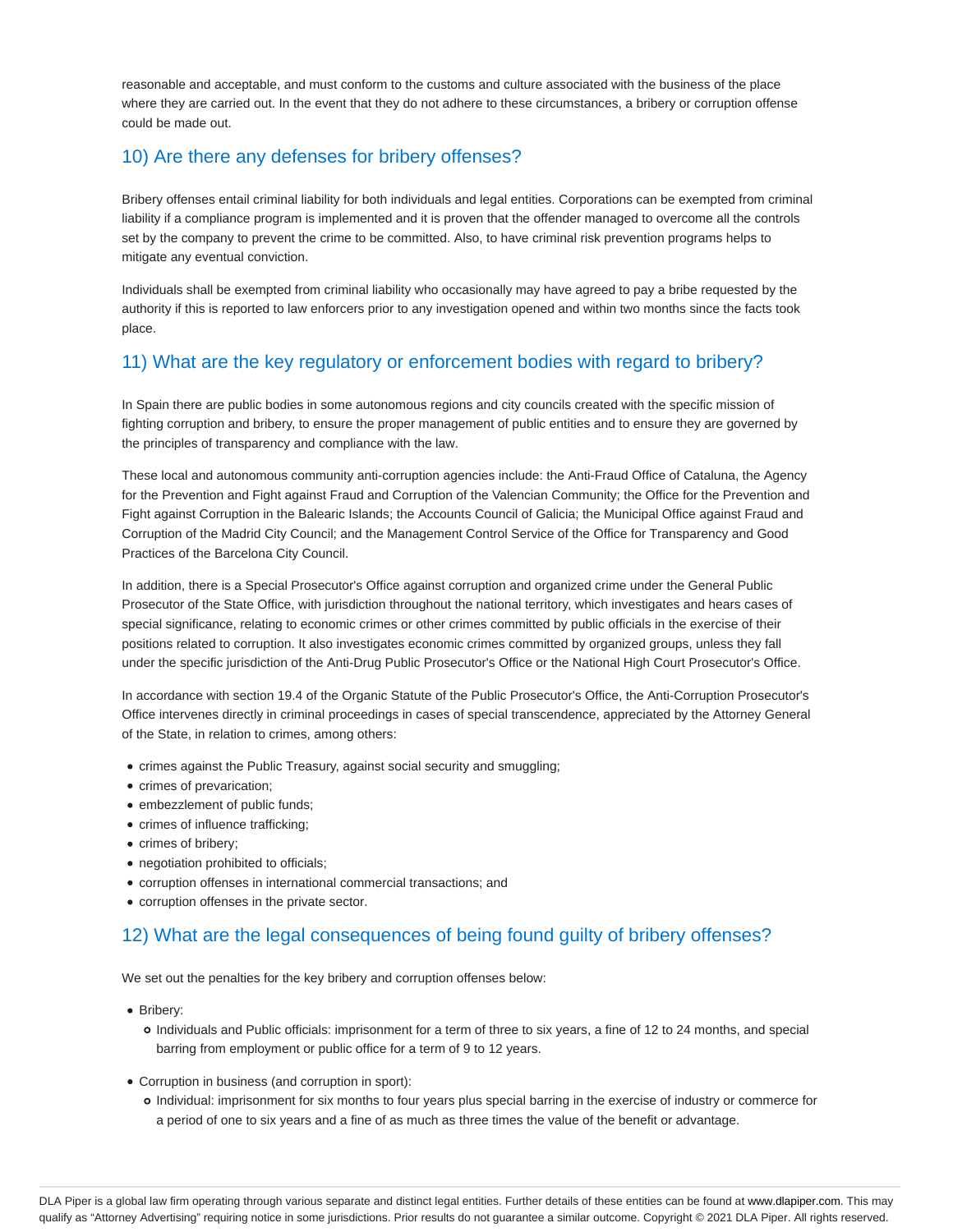reasonable and acceptable, and must conform to the customs and culture associated with the business of the place where they are carried out. In the event that they do not adhere to these circumstances, a bribery or corruption offense could be made out.

## 10) Are there any defenses for bribery offenses?

Bribery offenses entail criminal liability for both individuals and legal entities. Corporations can be exempted from criminal liability if a compliance program is implemented and it is proven that the offender managed to overcome all the controls set by the company to prevent the crime to be committed. Also, to have criminal risk prevention programs helps to mitigate any eventual conviction.

Individuals shall be exempted from criminal liability who occasionally may have agreed to pay a bribe requested by the authority if this is reported to law enforcers prior to any investigation opened and within two months since the facts took place.

## 11) What are the key regulatory or enforcement bodies with regard to bribery?

In Spain there are public bodies in some autonomous regions and city councils created with the specific mission of fighting corruption and bribery, to ensure the proper management of public entities and to ensure they are governed by the principles of transparency and compliance with the law.

These local and autonomous community anti-corruption agencies include: the Anti-Fraud Office of Cataluna, the Agency for the Prevention and Fight against Fraud and Corruption of the Valencian Community; the Office for the Prevention and Fight against Corruption in the Balearic Islands; the Accounts Council of Galicia; the Municipal Office against Fraud and Corruption of the Madrid City Council; and the Management Control Service of the Office for Transparency and Good Practices of the Barcelona City Council.

In addition, there is a Special Prosecutor's Office against corruption and organized crime under the General Public Prosecutor of the State Office, with jurisdiction throughout the national territory, which investigates and hears cases of special significance, relating to economic crimes or other crimes committed by public officials in the exercise of their positions related to corruption. It also investigates economic crimes committed by organized groups, unless they fall under the specific jurisdiction of the Anti-Drug Public Prosecutor's Office or the National High Court Prosecutor's Office.

In accordance with section 19.4 of the Organic Statute of the Public Prosecutor's Office, the Anti-Corruption Prosecutor's Office intervenes directly in criminal proceedings in cases of special transcendence, appreciated by the Attorney General of the State, in relation to crimes, among others:

- crimes against the Public Treasury, against social security and smuggling;
- crimes of prevarication;
- embezzlement of public funds;
- crimes of influence trafficking;
- crimes of bribery;
- negotiation prohibited to officials;
- corruption offenses in international commercial transactions; and
- corruption offenses in the private sector.

## 12) What are the legal consequences of being found guilty of bribery offenses?

We set out the penalties for the key bribery and corruption offenses below:

- Bribery:
  - Individuals and Public officials: imprisonment for a term of three to six years, a fine of 12 to 24 months, and special barring from employment or public office for a term of 9 to 12 years.
- Corruption in business (and corruption in sport):
  - Individual: imprisonment for six months to four years plus special barring in the exercise of industry or commerce for a period of one to six years and a fine of as much as three times the value of the benefit or advantage.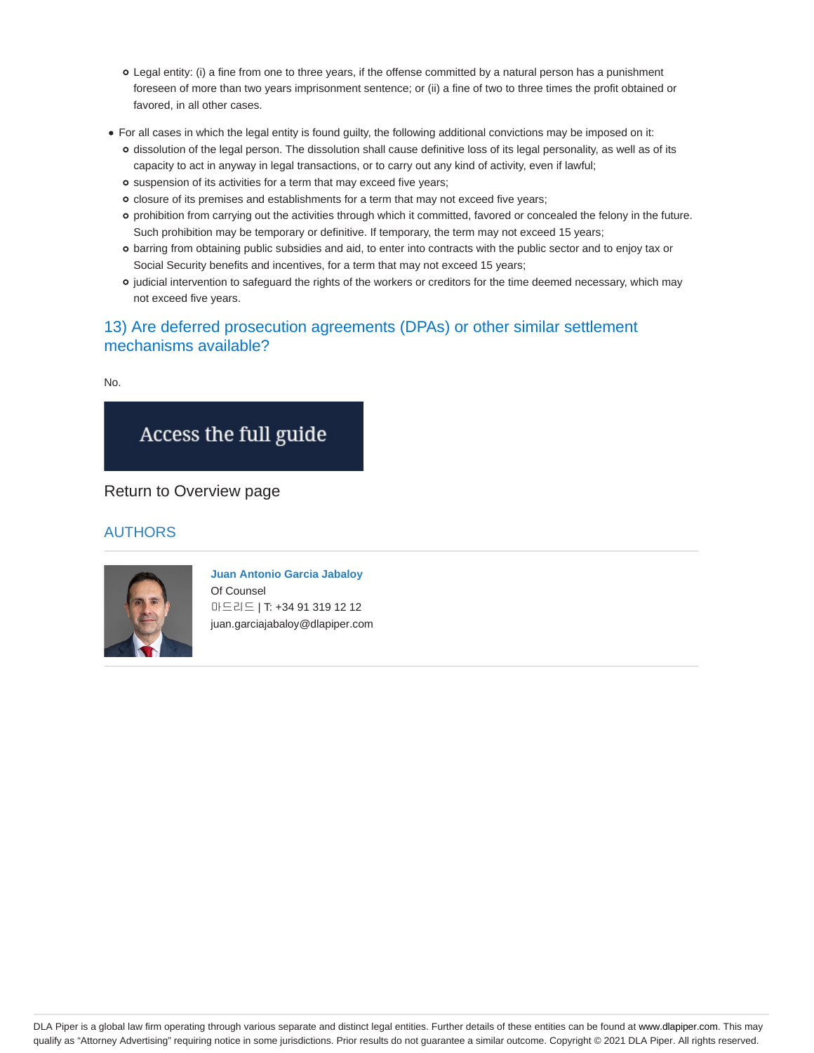- Legal entity: (i) a fine from one to three years, if the offense committed by a natural person has a punishment foreseen of more than two years imprisonment sentence; or (ii) a fine of two to three times the profit obtained or favored, in all other cases.

- For all cases in which the legal entity is found guilty, the following additional convictions may be imposed on it:
  - dissolution of the legal person. The dissolution shall cause definitive loss of its legal personality, as well as of its capacity to act in anyway in legal transactions, or to carry out any kind of activity, even if lawful;
  - suspension of its activities for a term that may exceed five years;
  - closure of its premises and establishments for a term that may not exceed five years;
  - prohibition from carrying out the activities through which it committed, favored or concealed the felony in the future. Such prohibition may be temporary or definitive. If temporary, the term may not exceed 15 years;
  - barring from obtaining public subsidies and aid, to enter into contracts with the public sector and to enjoy tax or Social Security benefits and incentives, for a term that may not exceed 15 years;
  - judicial intervention to safeguard the rights of the workers or creditors for the time deemed necessary, which may not exceed five years.

## 13) Are deferred prosecution agreements (DPAs) or other similar settlement mechanisms available?

No.

Access the full guide

Return to Overview page

## AUTHORS

**Juan Antonio Garcia Jabaloy**
Of Counsel
마드리드 | T: +34 91 319 12 12
juan.garciajabaloy@dlapiper.com

DLA Piper is a global law firm operating through various separate and distinct legal entities. Further details of these entities can be found at www.dlapiper.com. This may qualify as "Attorney Advertising" requiring notice in some jurisdictions. Prior results do not guarantee a similar outcome. Copyright © 2021 DLA Piper. All rights reserved.